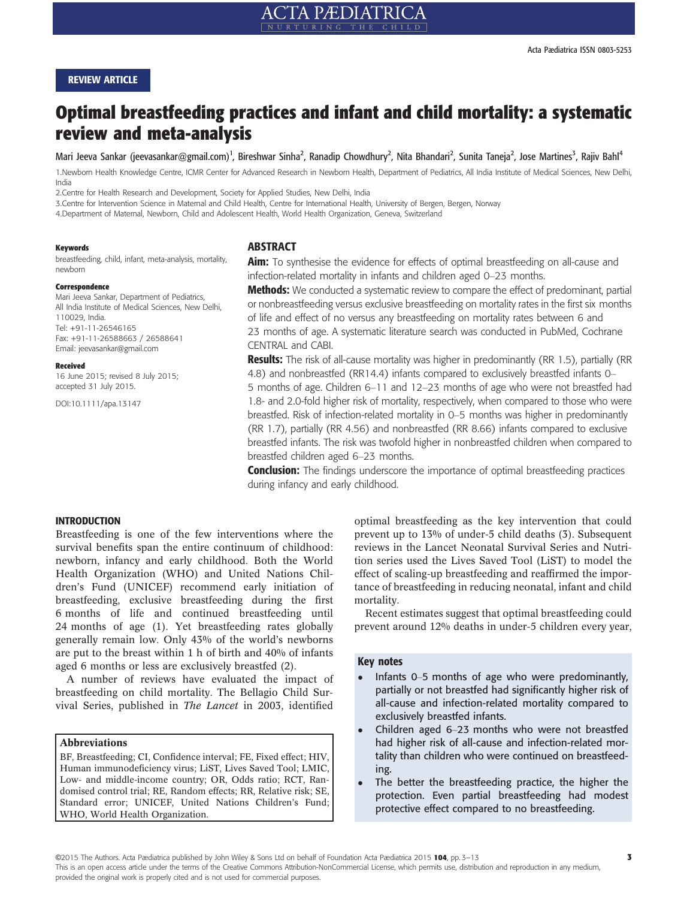REVIEW ARTICLE

# Optimal breastfeeding practices and infant and child mortality: a systematic review and meta-analysis

Mari Jeeva Sankar (jeevasankar@gmail.com)[1], Bireshwar Sinha[2], Ranadip Chowdhury[2], Nita Bhandari[2], Sunita Taneja[2], Jose Martines[3], Rajiv Bahl[4]

1.Newborn Health Knowledge Centre, ICMR Center for Advanced Research in Newborn Health, Department of Pediatrics, All India Institute of Medical Sciences, New Delhi, India

2.Centre for Health Research and Development, Society for Applied Studies, New Delhi, India

3.Centre for Intervention Science in Maternal and Child Health, Centre for International Health, University of Bergen, Bergen, Norway

4.Department of Maternal, Newborn, Child and Adolescent Health, World Health Organization, Geneva, Switzerland

**Keywords**

breastfeeding, child, infant, meta-analysis, mortality, newborn

**Correspondence**

Mari Jeeva Sankar, Department of Pediatrics, All India Institute of Medical Sciences, New Delhi, 110029, India.
Tel: +91-11-26546165
Fax: +91-11-26588663 / 26588641
Email: jeevasankar@gmail.com

**Received**

16 June 2015; revised 8 July 2015; accepted 31 July 2015.

DOI:10.1111/apa.13147

## ABSTRACT

**Aim:** To synthesise the evidence for effects of optimal breastfeeding on all-cause and infection-related mortality in infants and children aged 0–23 months.

**Methods:** We conducted a systematic review to compare the effect of predominant, partial or nonbreastfeeding versus exclusive breastfeeding on mortality rates in the first six months of life and effect of no versus any breastfeeding on mortality rates between 6 and 23 months of age. A systematic literature search was conducted in PubMed, Cochrane CENTRAL and CABI.

**Results:** The risk of all-cause mortality was higher in predominantly (RR 1.5), partially (RR 4.8) and nonbreastfed (RR14.4) infants compared to exclusively breastfed infants 0–5 months of age. Children 6–11 and 12–23 months of age who were not breastfed had 1.8- and 2.0-fold higher risk of mortality, respectively, when compared to those who were breastfed. Risk of infection-related mortality in 0–5 months was higher in predominantly (RR 1.7), partially (RR 4.56) and nonbreastfed (RR 8.66) infants compared to exclusive breastfed infants. The risk was twofold higher in nonbreastfed children when compared to breastfed children aged 6–23 months.

**Conclusion:** The findings underscore the importance of optimal breastfeeding practices during infancy and early childhood.

## INTRODUCTION

Breastfeeding is one of the few interventions where the survival benefits span the entire continuum of childhood: newborn, infancy and early childhood. Both the World Health Organization (WHO) and United Nations Children's Fund (UNICEF) recommend early initiation of breastfeeding, exclusive breastfeeding during the first 6 months of life and continued breastfeeding until 24 months of age (1). Yet breastfeeding rates globally generally remain low. Only 43% of the world's newborns are put to the breast within 1 h of birth and 40% of infants aged 6 months or less are exclusively breastfed (2).

A number of reviews have evaluated the impact of breastfeeding on child mortality. The Bellagio Child Survival Series, published in *The Lancet* in 2003, identified optimal breastfeeding as the key intervention that could prevent up to 13% of under-5 child deaths (3). Subsequent reviews in the Lancet Neonatal Survival Series and Nutrition series used the Lives Saved Tool (LiST) to model the effect of scaling-up breastfeeding and reaffirmed the importance of breastfeeding in reducing neonatal, infant and child mortality.

Recent estimates suggest that optimal breastfeeding could prevent around 12% deaths in under-5 children every year,

**Abbreviations**

BF, Breastfeeding; CI, Confidence interval; FE, Fixed effect; HIV, Human immunodeficiency virus; LiST, Lives Saved Tool; LMIC, Low- and middle-income country; OR, Odds ratio; RCT, Randomised control trial; RE, Random effects; RR, Relative risk; SE, Standard error; UNICEF, United Nations Children's Fund; WHO, World Health Organization.

**Key notes**

- Infants 0–5 months of age who were predominantly, partially or not breastfed had significantly higher risk of all-cause and infection-related mortality compared to exclusively breastfed infants.
- Children aged 6–23 months who were not breastfed had higher risk of all-cause and infection-related mortality than children who were continued on breastfeeding.
- The better the breastfeeding practice, the higher the protection. Even partial breastfeeding had modest protective effect compared to no breastfeeding.

©2015 The Authors. Acta Pædiatrica published by John Wiley & Sons Ltd on behalf of Foundation Acta Pædiatrica
This is an open access article under the terms of the Creative Commons Attribution-NonCommercial License, which permits use, distribution and reproduction in any medium, provided the original work is properly cited and is not used for commercial purposes.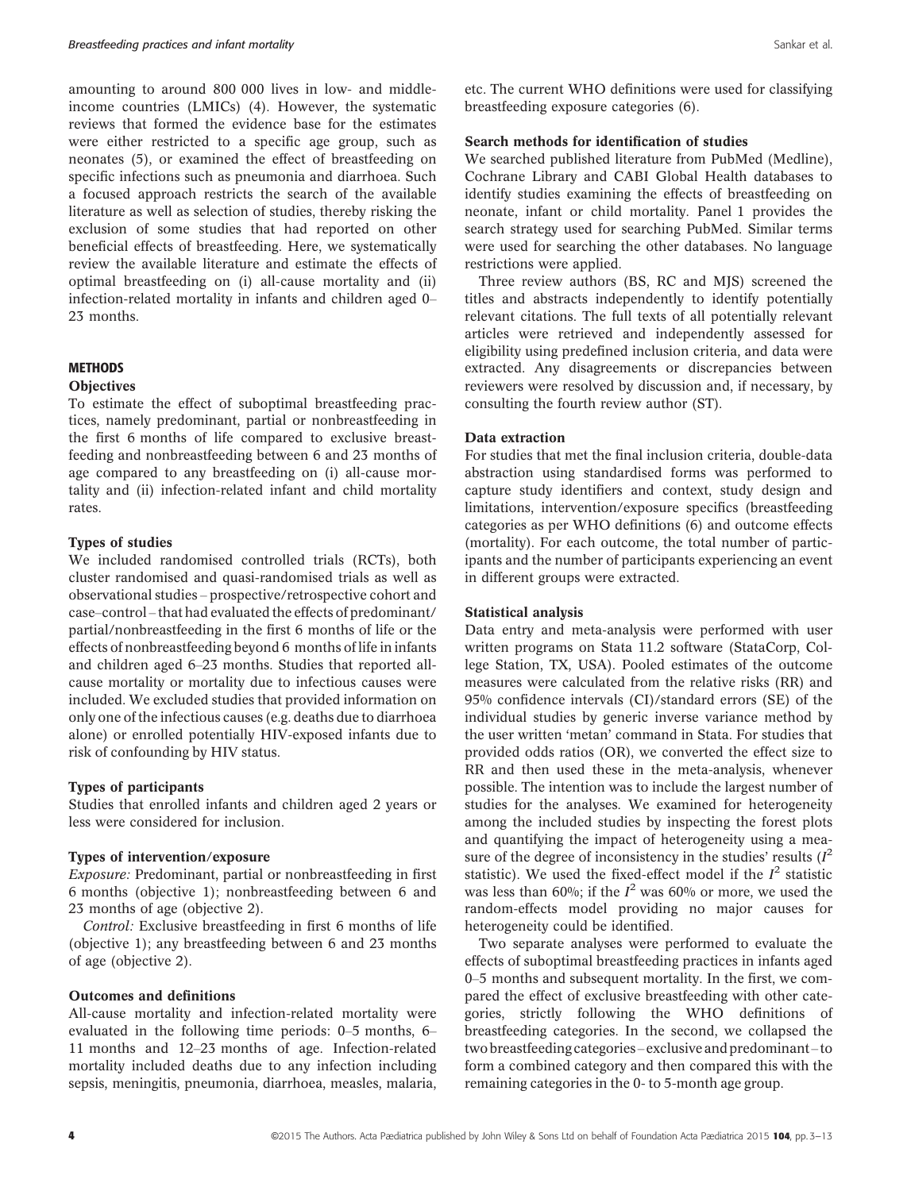amounting to around 800 000 lives in low- and middle-income countries (LMICs) (4). However, the systematic reviews that formed the evidence base for the estimates were either restricted to a specific age group, such as neonates (5), or examined the effect of breastfeeding on specific infections such as pneumonia and diarrhoea. Such a focused approach restricts the search of the available literature as well as selection of studies, thereby risking the exclusion of some studies that had reported on other beneficial effects of breastfeeding. Here, we systematically review the available literature and estimate the effects of optimal breastfeeding on (i) all-cause mortality and (ii) infection-related mortality in infants and children aged 0–23 months.

## METHODS

### Objectives

To estimate the effect of suboptimal breastfeeding practices, namely predominant, partial or nonbreastfeeding in the first 6 months of life compared to exclusive breastfeeding and nonbreastfeeding between 6 and 23 months of age compared to any breastfeeding on (i) all-cause mortality and (ii) infection-related infant and child mortality rates.

### Types of studies

We included randomised controlled trials (RCTs), both cluster randomised and quasi-randomised trials as well as observational studies – prospective/retrospective cohort and case–control – that had evaluated the effects of predominant/partial/nonbreastfeeding in the first 6 months of life or the effects of nonbreastfeeding beyond 6 months of life in infants and children aged 6–23 months. Studies that reported all-cause mortality or mortality due to infectious causes were included. We excluded studies that provided information on only one of the infectious causes (e.g. deaths due to diarrhoea alone) or enrolled potentially HIV-exposed infants due to risk of confounding by HIV status.

### Types of participants

Studies that enrolled infants and children aged 2 years or less were considered for inclusion.

### Types of intervention/exposure

*Exposure:* Predominant, partial or nonbreastfeeding in first 6 months (objective 1); nonbreastfeeding between 6 and 23 months of age (objective 2).

*Control:* Exclusive breastfeeding in first 6 months of life (objective 1); any breastfeeding between 6 and 23 months of age (objective 2).

### Outcomes and definitions

All-cause mortality and infection-related mortality were evaluated in the following time periods: 0–5 months, 6–11 months and 12–23 months of age. Infection-related mortality included deaths due to any infection including sepsis, meningitis, pneumonia, diarrhoea, measles, malaria, etc. The current WHO definitions were used for classifying breastfeeding exposure categories (6).

### Search methods for identification of studies

We searched published literature from PubMed (Medline), Cochrane Library and CABI Global Health databases to identify studies examining the effects of breastfeeding on neonate, infant or child mortality. Panel 1 provides the search strategy used for searching PubMed. Similar terms were used for searching the other databases. No language restrictions were applied.

Three review authors (BS, RC and MJS) screened the titles and abstracts independently to identify potentially relevant citations. The full texts of all potentially relevant articles were retrieved and independently assessed for eligibility using predefined inclusion criteria, and data were extracted. Any disagreements or discrepancies between reviewers were resolved by discussion and, if necessary, by consulting the fourth review author (ST).

### Data extraction

For studies that met the final inclusion criteria, double-data abstraction using standardised forms was performed to capture study identifiers and context, study design and limitations, intervention/exposure specifics (breastfeeding categories as per WHO definitions (6) and outcome effects (mortality). For each outcome, the total number of participants and the number of participants experiencing an event in different groups were extracted.

### Statistical analysis

Data entry and meta-analysis were performed with user written programs on Stata 11.2 software (StataCorp, College Station, TX, USA). Pooled estimates of the outcome measures were calculated from the relative risks (RR) and 95% confidence intervals (CI)/standard errors (SE) of the individual studies by generic inverse variance method by the user written 'metan' command in Stata. For studies that provided odds ratios (OR), we converted the effect size to RR and then used these in the meta-analysis, whenever possible. The intention was to include the largest number of studies for the analyses. We examined for heterogeneity among the included studies by inspecting the forest plots and quantifying the impact of heterogeneity using a measure of the degree of inconsistency in the studies' results ($I^2$ statistic). We used the fixed-effect model if the $I^2$ statistic was less than 60%; if the $I^2$ was 60% or more, we used the random-effects model providing no major causes for heterogeneity could be identified.

Two separate analyses were performed to evaluate the effects of suboptimal breastfeeding practices in infants aged 0–5 months and subsequent mortality. In the first, we compared the effect of exclusive breastfeeding with other categories, strictly following the WHO definitions of breastfeeding categories. In the second, we collapsed the two breastfeeding categories – exclusive and predominant – to form a combined category and then compared this with the remaining categories in the 0- to 5-month age group.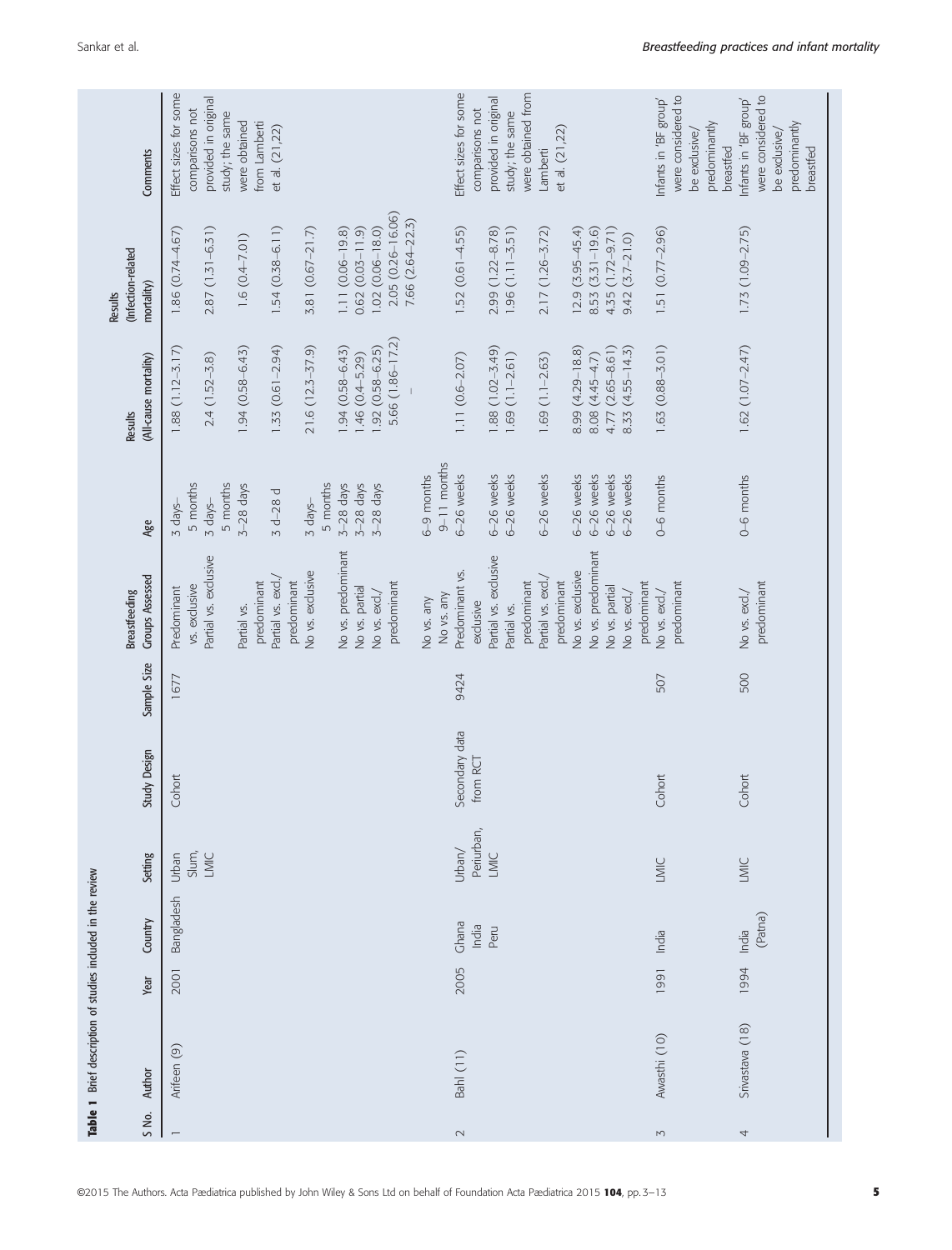**Table 1** Brief description of studies included in the review

| S No. | Author | Year | Country | Setting | Study Design | Sample Size | Breastfeeding Groups Assessed | Age | Results (All-cause mortality) | Results (Infection-related mortality) | Comments |
|---|---|---|---|---|---|---|---|---|---|---|---|
| 1 | Arifeen (9) | 2001 | Bangladesh | Urban Slum, LMIC | Cohort | 1677 | Predominant vs. exclusive | 3 days–5 months | 1.88 (1.12–3.17) | 1.86 (0.74–4.67) | Effect sizes for some comparisons not provided in original study; the same were obtained from Lamberti et al. (21,22) |
| | | | | | | | Partial vs. exclusive | 3 days–5 months | 2.4 (1.52–3.8) | 2.87 (1.31–6.31) | |
| | | | | | | | Partial vs. predominant | 3–28 days | 1.94 (0.58–6.43) | 1.6 (0.4–7.01) | |
| | | | | | | | Partial vs. excl./predominant | 3 d–28 d | 1.33 (0.61–2.94) | 1.54 (0.38–6.11) | |
| | | | | | | | No vs. exclusive | 3 days–5 months | 21.6 (12.3–37.9) | 3.81 (0.67–21.7) | |
| | | | | | | | No vs. predominant | 3–28 days | 1.94 (0.58–6.43) | 1.11 (0.06–19.8) | |
| | | | | | | | No vs. partial | 3–28 days | 1.46 (0.4–5.29) | 0.62 (0.03–11.9) | |
| | | | | | | | No vs. excl./predominant | 3–28 days | 1.92 (0.58–6.25) | 1.02 (0.06–18.0) | |
| | | | | | | | No vs. any | 6–9 months | 5.66 (1.86–17.2) | 2.05 (0.26–16.06) | |
| | | | | | | | No vs. any | 9–11 months | – | 7.66 (2.64–22.3) | |
| 2 | Bahl (11) | 2005 | Ghana India Peru | Urban/Periurban, LMIC | Secondary data from RCT | 9424 | Predominant vs. exclusive | 6–26 weeks | 1.11 (0.6–2.07) | 1.52 (0.61–4.55) | Effect sizes for some comparisons not provided in original study; the same were obtained from Lamberti et al. (21,22) |
| | | | | | | | Partial vs. exclusive | 6–26 weeks | 1.88 (1.02–3.49) | 2.99 (1.22–8.78) | |
| | | | | | | | Partial vs. predominant | 6–26 weeks | 1.69 (1.1–2.61) | 1.96 (1.11–3.51) | |
| | | | | | | | Partial vs. excl./predominant | 6–26 weeks | 1.69 (1.1–2.63) | 2.17 (1.26–3.72) | |
| | | | | | | | No vs. exclusive | 6–26 weeks | 8.99 (4.29–18.8) | 12.9 (3.95–45.4) | |
| | | | | | | | No vs. predominant | 6–26 weeks | 8.08 (4.45–4.7) | 8.53 (3.31–19.6) | |
| | | | | | | | No vs. partial | 6–26 weeks | 4.77 (2.65–8.61) | 4.35 (1.72–9.71) | |
| | | | | | | | No vs. excl./predominant | 6–26 weeks | 8.33 (4.55–14.3) | 9.42 (3.7–21.0) | |
| 3 | Awasthi (10) | 1991 | India | LMIC | Cohort | 507 | No vs. excl./predominant | 0–6 months | 1.63 (0.88–3.01) | 1.51 (0.77–2.96) | Infants in 'BF group' were considered to be exclusive/predominantly breastfed |
| 4 | Srivastava (18) | 1994 | India (Patna) | LMIC | Cohort | 500 | No vs. excl./predominant | 0–6 months | 1.62 (1.07–2.47) | 1.73 (1.09–2.75) | Infants in 'BF group' were considered to be exclusive/predominantly breastfed |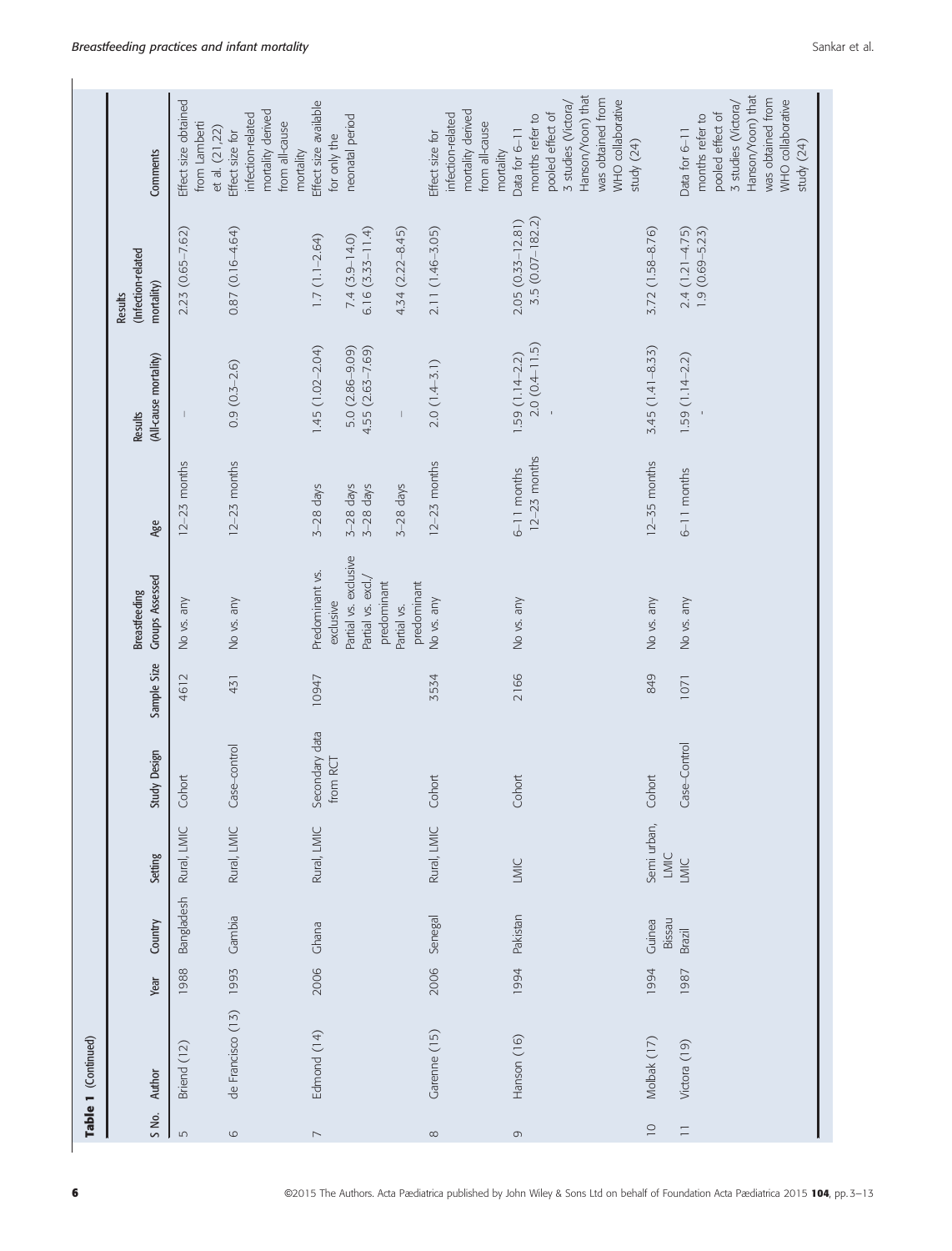**Table 1** (Continued)

| S No. | Author | Year | Country | Setting | Study Design | Sample Size | Breastfeeding Groups Assessed | Age | Results (All-cause mortality) | Results (Infection-related mortality) | Comments |
|---|---|---|---|---|---|---|---|---|---|---|---|
| 5 | Briend (12) | 1988 | Bangladesh | Rural, LMIC | Cohort | 4612 | No vs. any | 12–23 months | – | 2.23 (0.65–7.62) | Effect size obtained from Lamberti et al. (21,22) |
| 6 | de Francisco (13) | 1993 | Gambia | Rural, LMIC | Case–control | 431 | No vs. any | 12–23 months | 0.9 (0.3–2.6) | 0.87 (0.16–4.64) | Effect size for infection-related mortality derived from all-cause mortality |
| 7 | Edmond (14) | 2006 | Ghana | Rural, LMIC | Secondary data from RCT | 10947 | Predominant vs. exclusive | 3–28 days | 1.45 (1.02–2.04) | 1.7 (1.1–2.64) | Effect size available for only the neonatal period |
| | | | | | | | Partial vs. exclusive | 3–28 days | 5.0 (2.86–9.09) | 7.4 (3.9–14.0) | |
| | | | | | | | Partial vs. excl./predominant | 3–28 days | 4.55 (2.63–7.69) | 6.16 (3.33–11.4) | |
| | | | | | | | Partial vs. predominant | 3–28 days | – | 4.34 (2.22–8.45) | |
| 8 | Garenne (15) | 2006 | Senegal | Rural, LMIC | Cohort | 3534 | No vs. any | 12–23 months | 2.0 (1.4–3.1) | 2.11 (1.46–3.05) | Effect size for infection-related mortality derived from all-cause mortality |
| 9 | Hanson (16) | 1994 | Pakistan | LMIC | Cohort | 2166 | No vs. any | 6–11 months | 1.59 (1.14–2.2) | 2.05 (0.33–12.81) | Data for 6–11 months refer to pooled effect of 3 studies (Victora/Hanson/Yoon) that was obtained from WHO collaborative study (24) |
| | | | | | | | | 12–23 months | 2.0 (0.4–11.5) | 3.5 (0.07–182.2) | |
| | | | | | | | | | - | | |
| 10 | Molbak (17) | 1994 | Guinea Bissau | Semi urban, LMIC | Cohort | 849 | No vs. any | 12–35 months | 3.45 (1.41–8.33) | 3.72 (1.58–8.76) | |
| 11 | Victora (19) | 1987 | Brazil | LMIC | Case–Control | 1071 | No vs. any | 6–11 months | 1.59 (1.14–2.2) | 2.4 (1.21–4.75) | Data for 6–11 months refer to pooled effect of 3 studies (Victora/Hanson/Yoon) that was obtained from WHO collaborative study (24) |
| | | | | | | | | | - | 1.9 (0.69–5.23) | |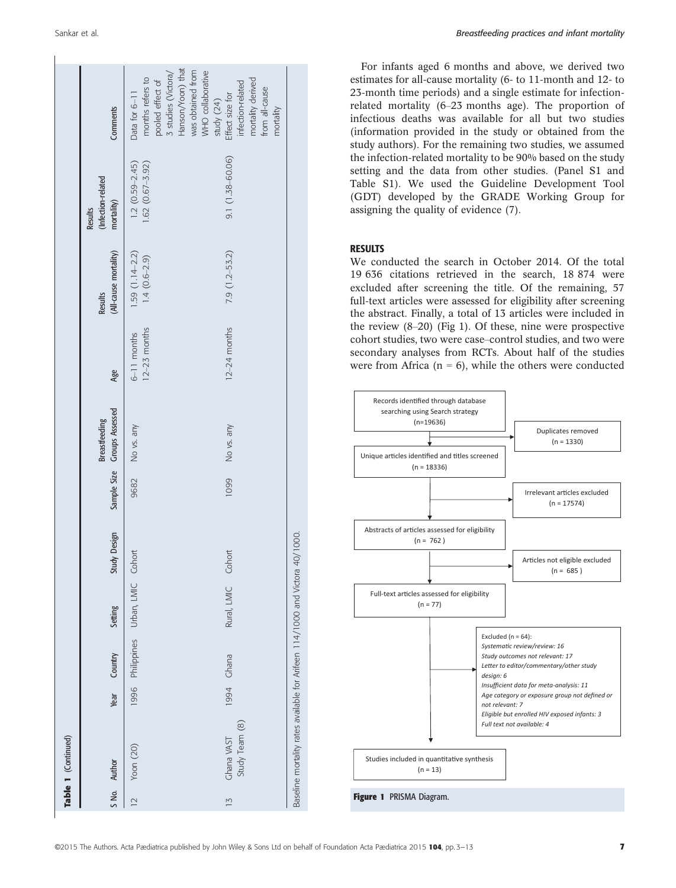**Table 1** (Continued)

| S No. | Author | Year | Country | Setting | Study Design | Sample Size | Breastfeeding Groups Assessed | Age | Results (All-cause mortality) | Results (Infection-related mortality) | Comments |
|---|---|---|---|---|---|---|---|---|---|---|---|
| 12 | Yoon (20) | 1996 | Philippines | Urban, LMIC | Cohort | 9682 | No vs. any | 6–11 months<br>12–23 months | 1.59 (1.14–2.2)<br>1.4 (0.6–2.9) | 1.2 (0.59–2.45)<br>1.62 (0.67–3.92) | Data for 6–11 months refers to pooled effect of 3 studies (Victora/Hanson/Yoon) that was obtained from WHO collaborative study (24) |
| 13 | Ghana VAST Study Team (8) | 1994 | Ghana | Rural, LMIC | Cohort | 1099 | No vs. any | 12–24 months | 7.9 (1.2–53.2) | 9.1 (1.38–60.06) | Effect size for infection-related mortality derived from all-cause mortality |

Baseline mortality rates available for Arifeen 114/1000 and Victora 40/1000.

For infants aged 6 months and above, we derived two estimates for all-cause mortality (6- to 11-month and 12- to 23-month time periods) and a single estimate for infection-related mortality (6–23 months age). The proportion of infectious deaths was available for all but two studies (information provided in the study or obtained from the study authors). For the remaining two studies, we assumed the infection-related mortality to be 90% based on the study setting and the data from other studies. (Panel S1 and Table S1). We used the Guideline Development Tool (GDT) developed by the GRADE Working Group for assigning the quality of evidence (7).

## RESULTS

We conducted the search in October 2014. Of the total 19 636 citations retrieved in the search, 18 874 were excluded after screening the title. Of the remaining, 57 full-text articles were assessed for eligibility after screening the abstract. Finally, a total of 13 articles were included in the review (8–20) (Fig 1). Of these, nine were prospective cohort studies, two were case–control studies, and two were secondary analyses from RCTs. About half of the studies were from Africa (n = 6), while the others were conducted

Records identified through database searching using Search strategy (n=19636)
→ Duplicates removed (n = 1330)

Unique articles identified and titles screened (n = 18336)
→ Irrelevant articles excluded (n = 17574)

Abstracts of articles assessed for eligibility (n = 762 )
→ Articles not eligible excluded (n = 685 )

Full-text articles assessed for eligibility (n = 77)
→ Excluded (n = 64):
*Systematic review/review: 16*
*Study outcomes not relevant: 17*
*Letter to editor/commentary/other study design: 6*
*Insufficient data for meta-analysis: 11*
*Age category or exposure group not defined or not relevant: 7*
*Eligible but enrolled HIV exposed infants: 3*
*Full text not available: 4*

Studies included in quantitative synthesis (n = 13)

**Figure 1** PRISMA Diagram.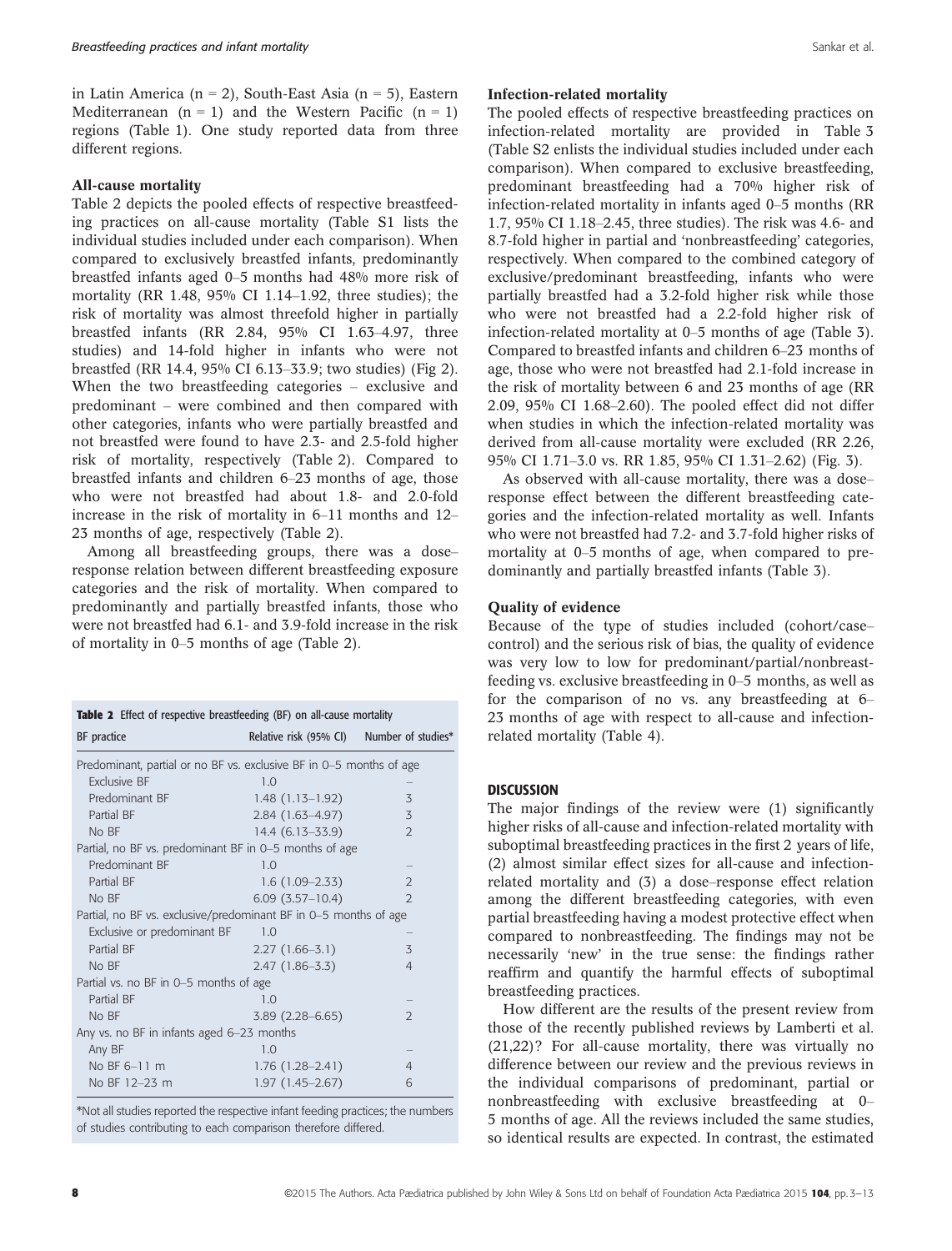in Latin America (n = 2), South-East Asia (n = 5), Eastern Mediterranean (n = 1) and the Western Pacific (n = 1) regions (Table 1). One study reported data from three different regions.

### All-cause mortality

Table 2 depicts the pooled effects of respective breastfeeding practices on all-cause mortality (Table S1 lists the individual studies included under each comparison). When compared to exclusively breastfed infants, predominantly breastfed infants aged 0–5 months had 48% more risk of mortality (RR 1.48, 95% CI 1.14–1.92, three studies); the risk of mortality was almost threefold higher in partially breastfed infants (RR 2.84, 95% CI 1.63–4.97, three studies) and 14-fold higher in infants who were not breastfed (RR 14.4, 95% CI 6.13–33.9; two studies) (Fig 2). When the two breastfeeding categories – exclusive and predominant – were combined and then compared with other categories, infants who were partially breastfed and not breastfed were found to have 2.3- and 2.5-fold higher risk of mortality, respectively (Table 2). Compared to breastfed infants and children 6–23 months of age, those who were not breastfed had about 1.8- and 2.0-fold increase in the risk of mortality in 6–11 months and 12–23 months of age, respectively (Table 2).

Among all breastfeeding groups, there was a dose–response relation between different breastfeeding exposure categories and the risk of mortality. When compared to predominantly and partially breastfed infants, those who were not breastfed had 6.1- and 3.9-fold increase in the risk of mortality in 0–5 months of age (Table 2).

**Table 2** Effect of respective breastfeeding (BF) on all-cause mortality

| BF practice | Relative risk (95% CI) | Number of studies* |
|---|---|---|
| Predominant, partial or no BF vs. exclusive BF in 0–5 months of age | | |
| Exclusive BF | 1.0 | – |
| Predominant BF | 1.48 (1.13–1.92) | 3 |
| Partial BF | 2.84 (1.63–4.97) | 3 |
| No BF | 14.4 (6.13–33.9) | 2 |
| Partial, no BF vs. predominant BF in 0–5 months of age | | |
| Predominant BF | 1.0 | – |
| Partial BF | 1.6 (1.09–2.33) | 2 |
| No BF | 6.09 (3.57–10.4) | 2 |
| Partial, no BF vs. exclusive/predominant BF in 0–5 months of age | | |
| Exclusive or predominant BF | 1.0 | – |
| Partial BF | 2.27 (1.66–3.1) | 3 |
| No BF | 2.47 (1.86–3.3) | 4 |
| Partial vs. no BF in 0–5 months of age | | |
| Partial BF | 1.0 | – |
| No BF | 3.89 (2.28–6.65) | 2 |
| Any vs. no BF in infants aged 6–23 months | | |
| Any BF | 1.0 | – |
| No BF 6–11 m | 1.76 (1.28–2.41) | 4 |
| No BF 12–23 m | 1.97 (1.45–2.67) | 6 |

*Not all studies reported the respective infant feeding practices; the numbers of studies contributing to each comparison therefore differed.

### Infection-related mortality

The pooled effects of respective breastfeeding practices on infection-related mortality are provided in Table 3 (Table S2 enlists the individual studies included under each comparison). When compared to exclusive breastfeeding, predominant breastfeeding had a 70% higher risk of infection-related mortality in infants aged 0–5 months (RR 1.7, 95% CI 1.18–2.45, three studies). The risk was 4.6- and 8.7-fold higher in partial and 'nonbreastfeeding' categories, respectively. When compared to the combined category of exclusive/predominant breastfeeding, infants who were partially breastfed had a 3.2-fold higher risk while those who were not breastfed had a 2.2-fold higher risk of infection-related mortality at 0–5 months of age (Table 3). Compared to breastfed infants and children 6–23 months of age, those who were not breastfed had 2.1-fold increase in the risk of mortality between 6 and 23 months of age (RR 2.09, 95% CI 1.68–2.60). The pooled effect did not differ when studies in which the infection-related mortality was derived from all-cause mortality were excluded (RR 2.26, 95% CI 1.71–3.0 vs. RR 1.85, 95% CI 1.31–2.62) (Fig. 3).

As observed with all-cause mortality, there was a dose–response effect between the different breastfeeding categories and the infection-related mortality as well. Infants who were not breastfed had 7.2- and 3.7-fold higher risks of mortality at 0–5 months of age, when compared to predominantly and partially breastfed infants (Table 3).

### Quality of evidence

Because of the type of studies included (cohort/case–control) and the serious risk of bias, the quality of evidence was very low to low for predominant/partial/nonbreastfeeding vs. exclusive breastfeeding in 0–5 months, as well as for the comparison of no vs. any breastfeeding at 6–23 months of age with respect to all-cause and infection-related mortality (Table 4).

## DISCUSSION

The major findings of the review were (1) significantly higher risks of all-cause and infection-related mortality with suboptimal breastfeeding practices in the first 2 years of life, (2) almost similar effect sizes for all-cause and infection-related mortality and (3) a dose–response effect relation among the different breastfeeding categories, with even partial breastfeeding having a modest protective effect when compared to nonbreastfeeding. The findings may not be necessarily 'new' in the true sense: the findings rather reaffirm and quantify the harmful effects of suboptimal breastfeeding practices.

How different are the results of the present review from those of the recently published reviews by Lamberti et al. (21,22)? For all-cause mortality, there was virtually no difference between our review and the previous reviews in the individual comparisons of predominant, partial or nonbreastfeeding with exclusive breastfeeding at 0–5 months of age. All the reviews included the same studies, so identical results are expected. In contrast, the estimated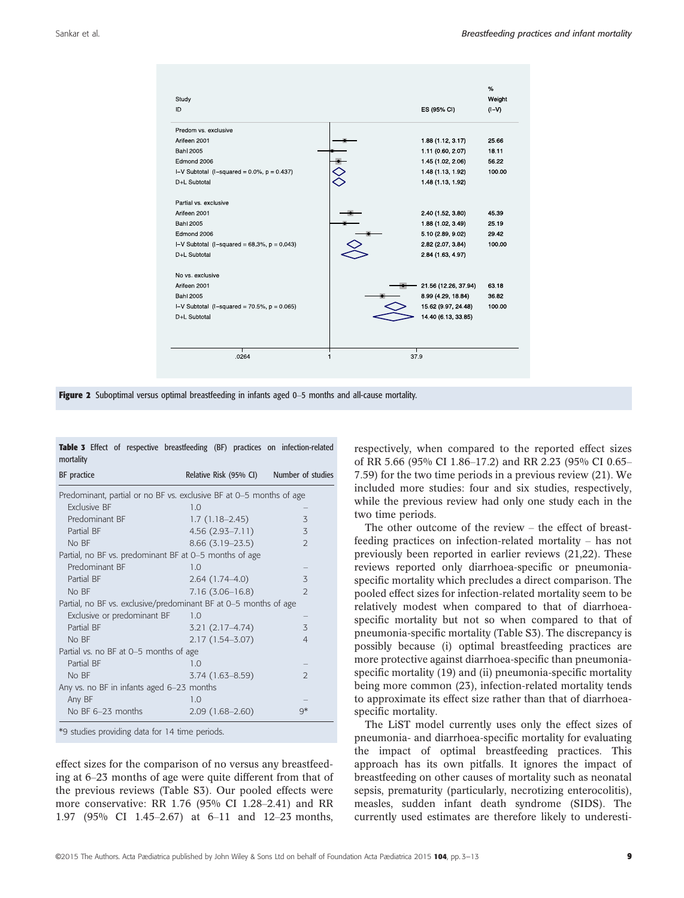| Study ID | ES (95% CI) | % Weight (I–V) |
|---|---|---|
| **Predom vs. exclusive** | | |
| Arifeen 2001 | 1.88 (1.12, 3.17) | 25.66 |
| Bahl 2005 | 1.11 (0.60, 2.07) | 18.11 |
| Edmond 2006 | 1.45 (1.02, 2.06) | 56.22 |
| I–V Subtotal (I–squared = 0.0%, p = 0.437) | 1.48 (1.13, 1.92) | 100.00 |
| D+L Subtotal | 1.48 (1.13, 1.92) | |
| **Partial vs. exclusive** | | |
| Arifeen 2001 | 2.40 (1.52, 3.80) | 45.39 |
| Bahl 2005 | 1.88 (1.02, 3.49) | 25.19 |
| Edmond 2006 | 5.10 (2.89, 9.02) | 29.42 |
| I–V Subtotal (I–squared = 68.3%, p = 0.043) | 2.82 (2.07, 3.84) | 100.00 |
| D+L Subtotal | 2.84 (1.63, 4.97) | |
| **No vs. exclusive** | | |
| Arifeen 2001 | 21.56 (12.26, 37.94) | 63.18 |
| Bahl 2005 | 8.99 (4.29, 18.84) | 36.82 |
| I–V Subtotal (I–squared = 70.5%, p = 0.065) | 15.62 (9.97, 24.48) | 100.00 |
| D+L Subtotal | 14.40 (6.13, 33.85) | |

.0264 1 37.9

**Figure 2** Suboptimal versus optimal breastfeeding in infants aged 0–5 months and all-cause mortality.

**Table 3** Effect of respective breastfeeding (BF) practices on infection-related mortality

| BF practice | Relative Risk (95% CI) | Number of studies |
|---|---|---|
| Predominant, partial or no BF vs. exclusive BF at 0–5 months of age | | |
| Exclusive BF | 1.0 | – |
| Predominant BF | 1.7 (1.18–2.45) | 3 |
| Partial BF | 4.56 (2.93–7.11) | 3 |
| No BF | 8.66 (3.19–23.5) | 2 |
| Partial, no BF vs. predominant BF at 0–5 months of age | | |
| Predominant BF | 1.0 | – |
| Partial BF | 2.64 (1.74–4.0) | 3 |
| No BF | 7.16 (3.06–16.8) | 2 |
| Partial, no BF vs. exclusive/predominant BF at 0–5 months of age | | |
| Exclusive or predominant BF | 1.0 | – |
| Partial BF | 3.21 (2.17–4.74) | 3 |
| No BF | 2.17 (1.54–3.07) | 4 |
| Partial vs. no BF at 0–5 months of age | | |
| Partial BF | 1.0 | – |
| No BF | 3.74 (1.63–8.59) | 2 |
| Any vs. no BF in infants aged 6–23 months | | |
| Any BF | 1.0 | – |
| No BF 6–23 months | 2.09 (1.68–2.60) | 9* |

*9 studies providing data for 14 time periods.

effect sizes for the comparison of no versus any breastfeeding at 6–23 months of age were quite different from that of the previous reviews (Table S3). Our pooled effects were more conservative: RR 1.76 (95% CI 1.28–2.41) and RR 1.97 (95% CI 1.45–2.67) at 6–11 and 12–23 months, respectively, when compared to the reported effect sizes of RR 5.66 (95% CI 1.86–17.2) and RR 2.23 (95% CI 0.65–7.59) for the two time periods in a previous review (21). We included more studies: four and six studies, respectively, while the previous review had only one study each in the two time periods.

The other outcome of the review – the effect of breastfeeding practices on infection-related mortality – has not previously been reported in earlier reviews (21,22). These reviews reported only diarrhoea-specific or pneumonia-specific mortality which precludes a direct comparison. The pooled effect sizes for infection-related mortality seem to be relatively modest when compared to that of diarrhoea-specific mortality but not so when compared to that of pneumonia-specific mortality (Table S3). The discrepancy is possibly because (i) optimal breastfeeding practices are more protective against diarrhoea-specific than pneumonia-specific mortality (19) and (ii) pneumonia-specific mortality being more common (23), infection-related mortality tends to approximate its effect size rather than that of diarrhoea-specific mortality.

The LiST model currently uses only the effect sizes of pneumonia- and diarrhoea-specific mortality for evaluating the impact of optimal breastfeeding practices. This approach has its own pitfalls. It ignores the impact of breastfeeding on other causes of mortality such as neonatal sepsis, prematurity (particularly, necrotizing enterocolitis), measles, sudden infant death syndrome (SIDS). The currently used estimates are therefore likely to underesti-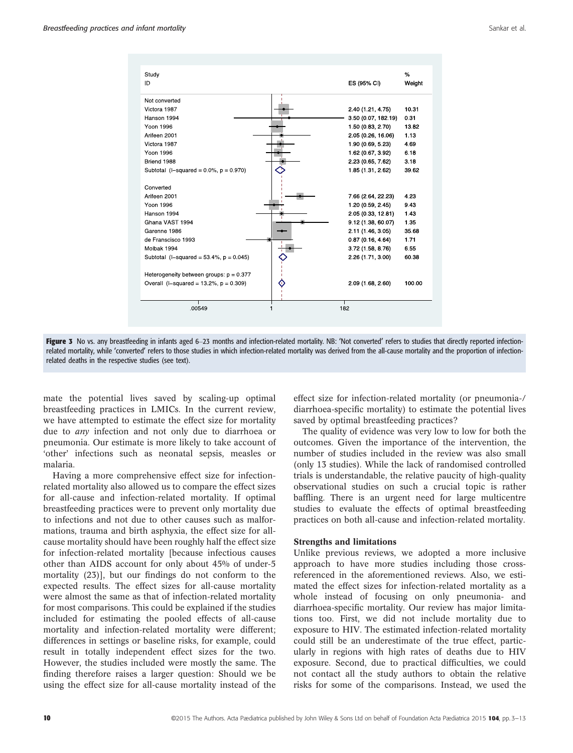| Study ID | ES (95% CI) | % Weight |
|---|---|---|
| **Not converted** | | |
| Victora 1987 | 2.40 (1.21, 4.75) | 10.31 |
| Hanson 1994 | 3.50 (0.07, 182.19) | 0.31 |
| Yoon 1996 | 1.50 (0.83, 2.70) | 13.82 |
| Arifeen 2001 | 2.05 (0.26, 16.06) | 1.13 |
| Victora 1987 | 1.90 (0.69, 5.23) | 4.69 |
| Yoon 1996 | 1.62 (0.67, 3.92) | 6.18 |
| Briend 1988 | 2.23 (0.65, 7.62) | 3.18 |
| Subtotal (I–squared = 0.0%, p = 0.970) | 1.85 (1.31, 2.62) | 39.62 |
| **Converted** | | |
| Arifeen 2001 | 7.66 (2.64, 22.23) | 4.23 |
| Yoon 1996 | 1.20 (0.59, 2.45) | 9.43 |
| Hanson 1994 | 2.05 (0.33, 12.81) | 1.43 |
| Ghana VAST 1994 | 9.12 (1.38, 60.07) | 1.35 |
| Garenne 1986 | 2.11 (1.46, 3.05) | 35.68 |
| de Franscisco 1993 | 0.87 (0.16, 4.64) | 1.71 |
| Molbak 1994 | 3.72 (1.58, 8.76) | 6.55 |
| Subtotal (I–squared = 53.4%, p = 0.045) | 2.26 (1.71, 3.00) | 60.38 |
| Heterogeneity between groups: p = 0.377 | | |
| Overall (I–squared = 13.2%, p = 0.309) | 2.09 (1.68, 2.60) | 100.00 |

**Figure 3** No vs. any breastfeeding in infants aged 6–23 months and infection-related mortality. NB: 'Not converted' refers to studies that directly reported infection-related mortality, while 'converted' refers to those studies in which infection-related mortality was derived from the all-cause mortality and the proportion of infection-related deaths in the respective studies (see text).

mate the potential lives saved by scaling-up optimal breastfeeding practices in LMICs. In the current review, we have attempted to estimate the effect size for mortality due to *any* infection and not only due to diarrhoea or pneumonia. Our estimate is more likely to take account of 'other' infections such as neonatal sepsis, measles or malaria.

Having a more comprehensive effect size for infection-related mortality also allowed us to compare the effect sizes for all-cause and infection-related mortality. If optimal breastfeeding practices were to prevent only mortality due to infections and not due to other causes such as malformations, trauma and birth asphyxia, the effect size for all-cause mortality should have been roughly half the effect size for infection-related mortality [because infectious causes other than AIDS account for only about 45% of under-5 mortality (23)], but our findings do not conform to the expected results. The effect sizes for all-cause mortality were almost the same as that of infection-related mortality for most comparisons. This could be explained if the studies included for estimating the pooled effects of all-cause mortality and infection-related mortality were different; differences in settings or baseline risks, for example, could result in totally independent effect sizes for the two. However, the studies included were mostly the same. The finding therefore raises a larger question: Should we be using the effect size for all-cause mortality instead of the effect size for infection-related mortality (or pneumonia-/diarrhoea-specific mortality) to estimate the potential lives saved by optimal breastfeeding practices?

The quality of evidence was very low to low for both the outcomes. Given the importance of the intervention, the number of studies included in the review was also small (only 13 studies). While the lack of randomised controlled trials is understandable, the relative paucity of high-quality observational studies on such a crucial topic is rather baffling. There is an urgent need for large multicentre studies to evaluate the effects of optimal breastfeeding practices on both all-cause and infection-related mortality.

### Strengths and limitations

Unlike previous reviews, we adopted a more inclusive approach to have more studies including those cross-referenced in the aforementioned reviews. Also, we estimated the effect sizes for infection-related mortality as a whole instead of focusing on only pneumonia- and diarrhoea-specific mortality. Our review has major limitations too. First, we did not include mortality due to exposure to HIV. The estimated infection-related mortality could still be an underestimate of the true effect, particularly in regions with high rates of deaths due to HIV exposure. Second, due to practical difficulties, we could not contact all the study authors to obtain the relative risks for some of the comparisons. Instead, we used the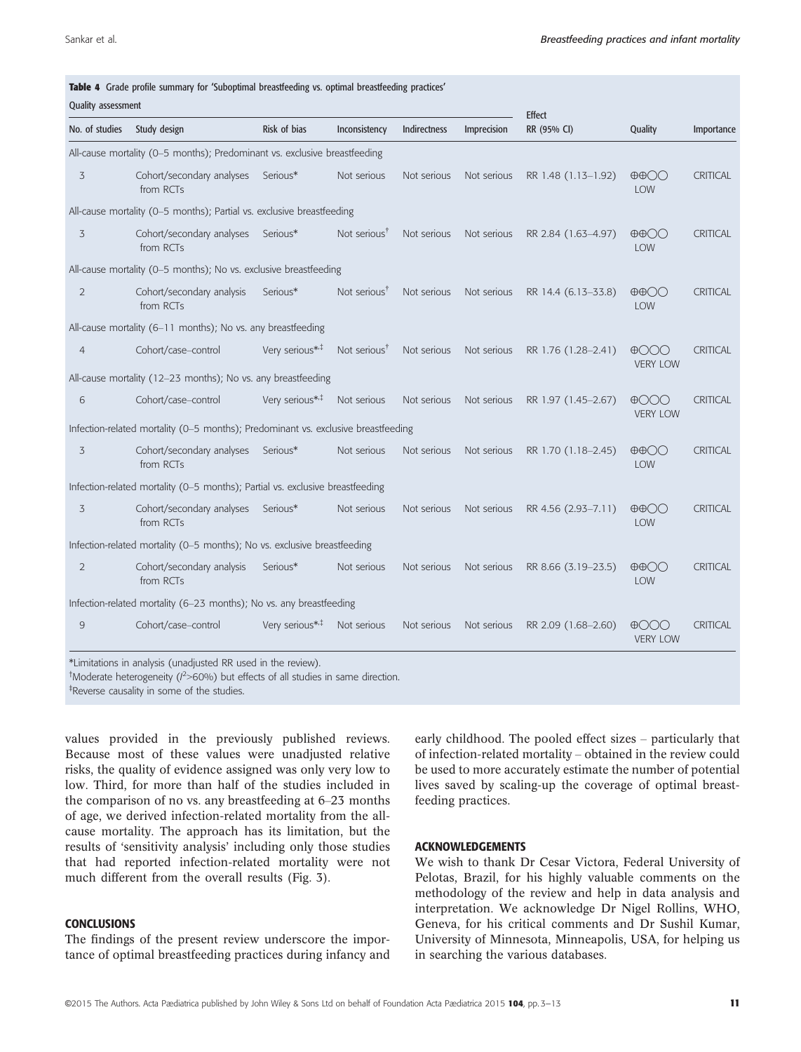**Table 4** Grade profile summary for 'Suboptimal breastfeeding vs. optimal breastfeeding practices'

| Quality assessment | | | | | | Effect | | |
|---|---|---|---|---|---|---|---|---|
| No. of studies | Study design | Risk of bias | Inconsistency | Indirectness | Imprecision | RR (95% CI) | Quality | Importance |
| All-cause mortality (0–5 months); Predominant vs. exclusive breastfeeding | | | | | | | | |
| 3 | Cohort/secondary analyses from RCTs | Serious* | Not serious | Not serious | Not serious | RR 1.48 (1.13–1.92) | ⊕⊕◯◯ LOW | CRITICAL |
| All-cause mortality (0–5 months); Partial vs. exclusive breastfeeding | | | | | | | | |
| 3 | Cohort/secondary analyses from RCTs | Serious* | Not serious[†] | Not serious | Not serious | RR 2.84 (1.63–4.97) | ⊕⊕◯◯ LOW | CRITICAL |
| All-cause mortality (0–5 months); No vs. exclusive breastfeeding | | | | | | | | |
| 2 | Cohort/secondary analysis from RCTs | Serious* | Not serious[†] | Not serious | Not serious | RR 14.4 (6.13–33.8) | ⊕⊕◯◯ LOW | CRITICAL |
| All-cause mortality (6–11 months); No vs. any breastfeeding | | | | | | | | |
| 4 | Cohort/case–control | Very serious*[‡] | Not serious[†] | Not serious | Not serious | RR 1.76 (1.28–2.41) | ⊕◯◯◯ VERY LOW | CRITICAL |
| All-cause mortality (12–23 months); No vs. any breastfeeding | | | | | | | | |
| 6 | Cohort/case–control | Very serious*[‡] | Not serious | Not serious | Not serious | RR 1.97 (1.45–2.67) | ⊕◯◯◯ VERY LOW | CRITICAL |
| Infection-related mortality (0–5 months); Predominant vs. exclusive breastfeeding | | | | | | | | |
| 3 | Cohort/secondary analyses from RCTs | Serious* | Not serious | Not serious | Not serious | RR 1.70 (1.18–2.45) | ⊕⊕◯◯ LOW | CRITICAL |
| Infection-related mortality (0–5 months); Partial vs. exclusive breastfeeding | | | | | | | | |
| 3 | Cohort/secondary analyses from RCTs | Serious* | Not serious | Not serious | Not serious | RR 4.56 (2.93–7.11) | ⊕⊕◯◯ LOW | CRITICAL |
| Infection-related mortality (0–5 months); No vs. exclusive breastfeeding | | | | | | | | |
| 2 | Cohort/secondary analysis from RCTs | Serious* | Not serious | Not serious | Not serious | RR 8.66 (3.19–23.5) | ⊕⊕◯◯ LOW | CRITICAL |
| Infection-related mortality (6–23 months); No vs. any breastfeeding | | | | | | | | |
| 9 | Cohort/case–control | Very serious*[‡] | Not serious | Not serious | Not serious | RR 2.09 (1.68–2.60) | ⊕◯◯◯ VERY LOW | CRITICAL |

*Limitations in analysis (unadjusted RR used in the review).
[†]Moderate heterogeneity ($I^2$>60%) but effects of all studies in same direction.
[‡]Reverse causality in some of the studies.

values provided in the previously published reviews. Because most of these values were unadjusted relative risks, the quality of evidence assigned was only very low to low. Third, for more than half of the studies included in the comparison of no vs. any breastfeeding at 6–23 months of age, we derived infection-related mortality from the all-cause mortality. The approach has its limitation, but the results of 'sensitivity analysis' including only those studies that had reported infection-related mortality were not much different from the overall results (Fig. 3).

## CONCLUSIONS

The findings of the present review underscore the importance of optimal breastfeeding practices during infancy and early childhood. The pooled effect sizes – particularly that of infection-related mortality – obtained in the review could be used to more accurately estimate the number of potential lives saved by scaling-up the coverage of optimal breastfeeding practices.

## ACKNOWLEDGEMENTS

We wish to thank Dr Cesar Victora, Federal University of Pelotas, Brazil, for his highly valuable comments on the methodology of the review and help in data analysis and interpretation. We acknowledge Dr Nigel Rollins, WHO, Geneva, for his critical comments and Dr Sushil Kumar, University of Minnesota, Minneapolis, USA, for helping us in searching the various databases.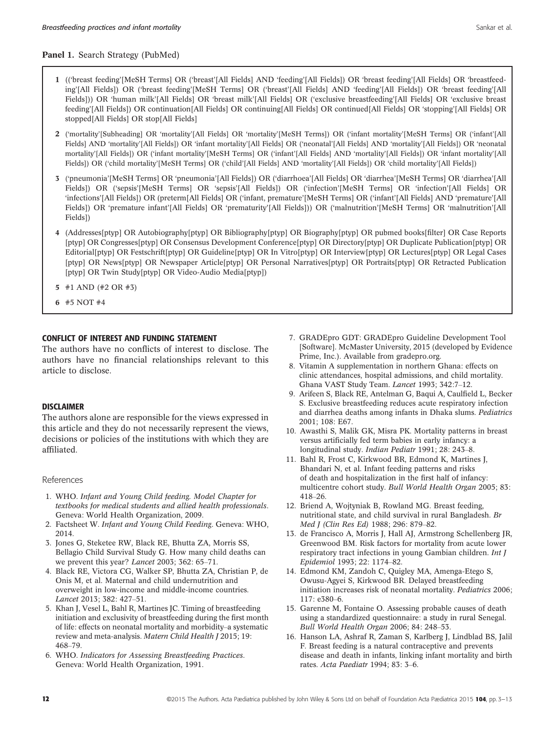**Panel 1.** Search Strategy (PubMed)

1 (('breast feeding'[MeSH Terms] OR ('breast'[All Fields] AND 'feeding'[All Fields]) OR 'breast feeding'[All Fields] OR 'breastfeeding'[All Fields]) OR ('breast feeding'[MeSH Terms] OR ('breast'[All Fields] AND 'feeding'[All Fields]) OR 'breast feeding'[All Fields])) OR 'human milk'[All Fields] OR 'breast milk'[All Fields] OR ('exclusive breastfeeding'[All Fields] OR 'exclusive breast feeding'[All Fields]) OR continuation[All Fields] OR continuing[All Fields] OR continued[All Fields] OR 'stopping'[All Fields] OR stopped[All Fields] OR stop[All Fields]

2 ('mortality'[Subheading] OR 'mortality'[All Fields] OR 'mortality'[MeSH Terms]) OR ('infant mortality'[MeSH Terms] OR ('infant'[All Fields] AND 'mortality'[All Fields]) OR 'infant mortality'[All Fields] OR ('neonatal'[All Fields] AND 'mortality'[All Fields]) OR 'neonatal mortality'[All Fields]) OR ('infant mortality'[MeSH Terms] OR ('infant'[All Fields] AND 'mortality'[All Fields]) OR 'infant mortality'[All Fields]) OR ('child mortality'[MeSH Terms] OR ('child'[All Fields] AND 'mortality'[All Fields]) OR 'child mortality'[All Fields])

3 ('pneumonia'[MeSH Terms] OR 'pneumonia'[All Fields]) OR ('diarrhoea'[All Fields] OR 'diarrhea'[MeSH Terms] OR 'diarrhea'[All Fields]) OR ('sepsis'[MeSH Terms] OR 'sepsis'[All Fields]) OR ('infection'[MeSH Terms] OR 'infection'[All Fields] OR 'infections'[All Fields]) OR (preterm[All Fields] OR ('infant, premature'[MeSH Terms] OR ('infant'[All Fields] AND 'premature'[All Fields]) OR 'premature infant'[All Fields] OR 'prematurity'[All Fields])) OR ('malnutrition'[MeSH Terms] OR 'malnutrition'[All Fields])

4 (Addresses[ptyp] OR Autobiography[ptyp] OR Bibliography[ptyp] OR Biography[ptyp] OR pubmed books[filter] OR Case Reports [ptyp] OR Congresses[ptyp] OR Consensus Development Conference[ptyp] OR Directory[ptyp] OR Duplicate Publication[ptyp] OR Editorial[ptyp] OR Festschrift[ptyp] OR Guideline[ptyp] OR In Vitro[ptyp] OR Interview[ptyp] OR Lectures[ptyp] OR Legal Cases [ptyp] OR News[ptyp] OR Newspaper Article[ptyp] OR Personal Narratives[ptyp] OR Portraits[ptyp] OR Retracted Publication [ptyp] OR Twin Study[ptyp] OR Video-Audio Media[ptyp])

5 #1 AND (#2 OR #3)

6 #5 NOT #4

## CONFLICT OF INTEREST AND FUNDING STATEMENT

The authors have no conflicts of interest to disclose. The authors have no financial relationships relevant to this article to disclose.

## DISCLAIMER

The authors alone are responsible for the views expressed in this article and they do not necessarily represent the views, decisions or policies of the institutions with which they are affiliated.

## References

1. WHO. *Infant and Young Child feeding. Model Chapter for textbooks for medical students and allied health professionals*. Geneva: World Health Organization, 2009.
2. Factsheet W. *Infant and Young Child Feeding*. Geneva: WHO, 2014.
3. Jones G, Steketee RW, Black RE, Bhutta ZA, Morris SS, Bellagio Child Survival Study G. How many child deaths can we prevent this year? *Lancet* 2003; 362: 65–71.
4. Black RE, Victora CG, Walker SP, Bhutta ZA, Christian P, de Onis M, et al. Maternal and child undernutrition and overweight in low-income and middle-income countries. *Lancet* 2013; 382: 427–51.
5. Khan J, Vesel L, Bahl R, Martines JC. Timing of breastfeeding initiation and exclusivity of breastfeeding during the first month of life: effects on neonatal mortality and morbidity–a systematic review and meta-analysis. *Matern Child Health J* 2015; 19: 468–79.
6. WHO. *Indicators for Assessing Breastfeeding Practices*. Geneva: World Health Organization, 1991.
7. GRADEpro GDT: GRADEpro Guideline Development Tool [Software]. McMaster University, 2015 (developed by Evidence Prime, Inc.). Available from gradepro.org.
8. Vitamin A supplementation in northern Ghana: effects on clinic attendances, hospital admissions, and child mortality. Ghana VAST Study Team. *Lancet* 1993; 342:7–12.
9. Arifeen S, Black RE, Antelman G, Baqui A, Caulfield L, Becker S. Exclusive breastfeeding reduces acute respiratory infection and diarrhea deaths among infants in Dhaka slums. *Pediatrics* 2001; 108: E67.
10. Awasthi S, Malik GK, Misra PK. Mortality patterns in breast versus artificially fed term babies in early infancy: a longitudinal study. *Indian Pediatr* 1991; 28: 243–8.
11. Bahl R, Frost C, Kirkwood BR, Edmond K, Martines J, Bhandari N, et al. Infant feeding patterns and risks of death and hospitalization in the first half of infancy: multicentre cohort study. *Bull World Health Organ* 2005; 83: 418–26.
12. Briend A, Wojtyniak B, Rowland MG. Breast feeding, nutritional state, and child survival in rural Bangladesh. *Br Med J (Clin Res Ed)* 1988; 296: 879–82.
13. de Francisco A, Morris J, Hall AJ, Armstrong Schellenberg JR, Greenwood BM. Risk factors for mortality from acute lower respiratory tract infections in young Gambian children. *Int J Epidemiol* 1993; 22: 1174–82.
14. Edmond KM, Zandoh C, Quigley MA, Amenga-Etego S, Owusu-Agyei S, Kirkwood BR. Delayed breastfeeding initiation increases risk of neonatal mortality. *Pediatrics* 2006; 117: e380–6.
15. Garenne M, Fontaine O. Assessing probable causes of death using a standardized questionnaire: a study in rural Senegal. *Bull World Health Organ* 2006; 84: 248–53.
16. Hanson LA, Ashraf R, Zaman S, Karlberg J, Lindblad BS, Jalil F. Breast feeding is a natural contraceptive and prevents disease and death in infants, linking infant mortality and birth rates. *Acta Paediatr* 1994; 83: 3–6.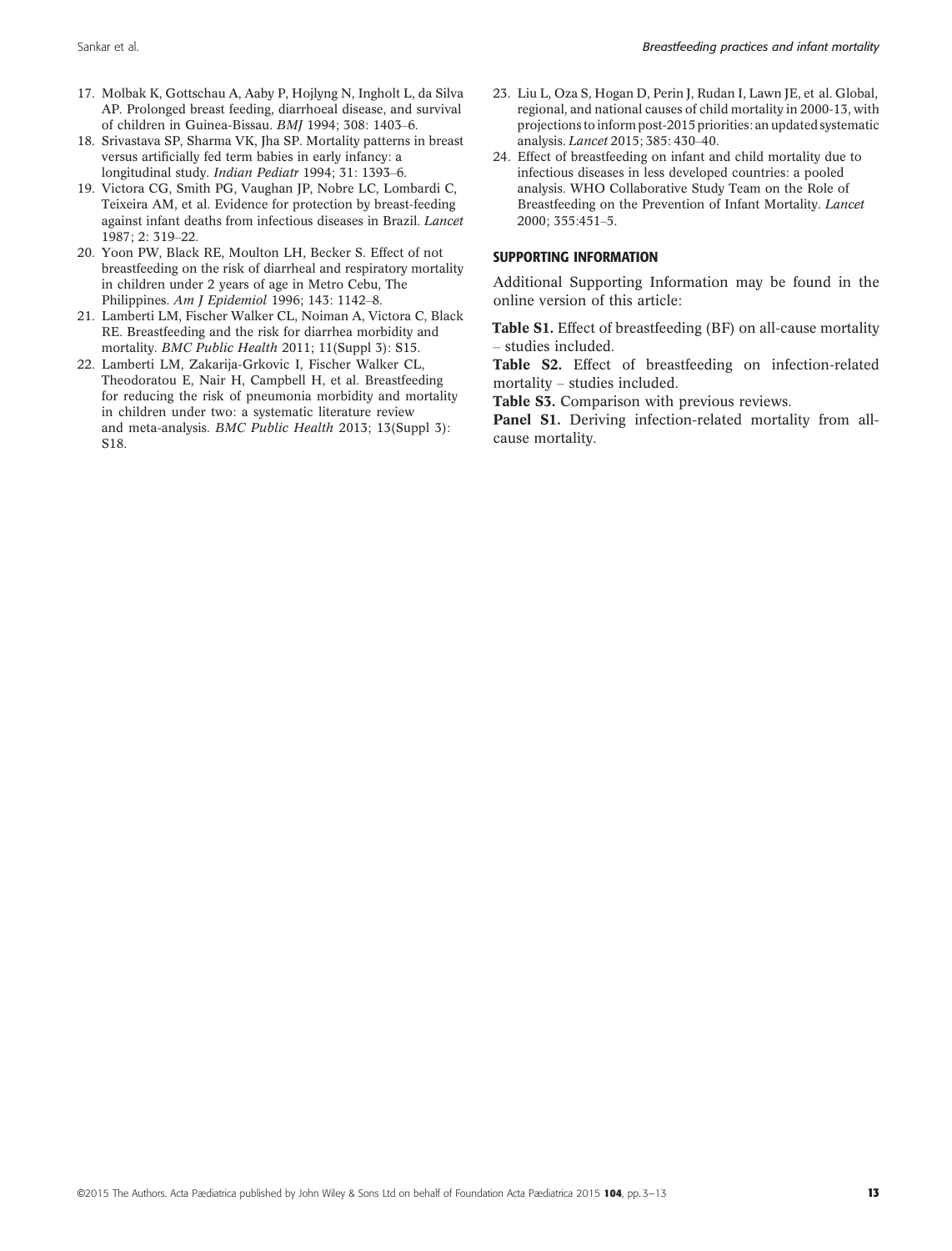17. Molbak K, Gottschau A, Aaby P, Hojlyng N, Ingholt L, da Silva AP. Prolonged breast feeding, diarrhoeal disease, and survival of children in Guinea-Bissau. *BMJ* 1994; 308: 1403–6.
18. Srivastava SP, Sharma VK, Jha SP. Mortality patterns in breast versus artificially fed term babies in early infancy: a longitudinal study. *Indian Pediatr* 1994; 31: 1393–6.
19. Victora CG, Smith PG, Vaughan JP, Nobre LC, Lombardi C, Teixeira AM, et al. Evidence for protection by breast-feeding against infant deaths from infectious diseases in Brazil. *Lancet* 1987; 2: 319–22.
20. Yoon PW, Black RE, Moulton LH, Becker S. Effect of not breastfeeding on the risk of diarrheal and respiratory mortality in children under 2 years of age in Metro Cebu, The Philippines. *Am J Epidemiol* 1996; 143: 1142–8.
21. Lamberti LM, Fischer Walker CL, Noiman A, Victora C, Black RE. Breastfeeding and the risk for diarrhea morbidity and mortality. *BMC Public Health* 2011; 11(Suppl 3): S15.
22. Lamberti LM, Zakarija-Grkovic I, Fischer Walker CL, Theodoratou E, Nair H, Campbell H, et al. Breastfeeding for reducing the risk of pneumonia morbidity and mortality in children under two: a systematic literature review and meta-analysis. *BMC Public Health* 2013; 13(Suppl 3): S18.
23. Liu L, Oza S, Hogan D, Perin J, Rudan I, Lawn JE, et al. Global, regional, and national causes of child mortality in 2000-13, with projections to inform post-2015 priorities: an updated systematic analysis. *Lancet* 2015; 385: 430–40.
24. Effect of breastfeeding on infant and child mortality due to infectious diseases in less developed countries: a pooled analysis. WHO Collaborative Study Team on the Role of Breastfeeding on the Prevention of Infant Mortality. *Lancet* 2000; 355:451–5.

## SUPPORTING INFORMATION

Additional Supporting Information may be found in the online version of this article:

**Table S1.** Effect of breastfeeding (BF) on all-cause mortality – studies included.

**Table S2.** Effect of breastfeeding on infection-related mortality – studies included.

**Table S3.** Comparison with previous reviews.

**Panel S1.** Deriving infection-related mortality from all-cause mortality.